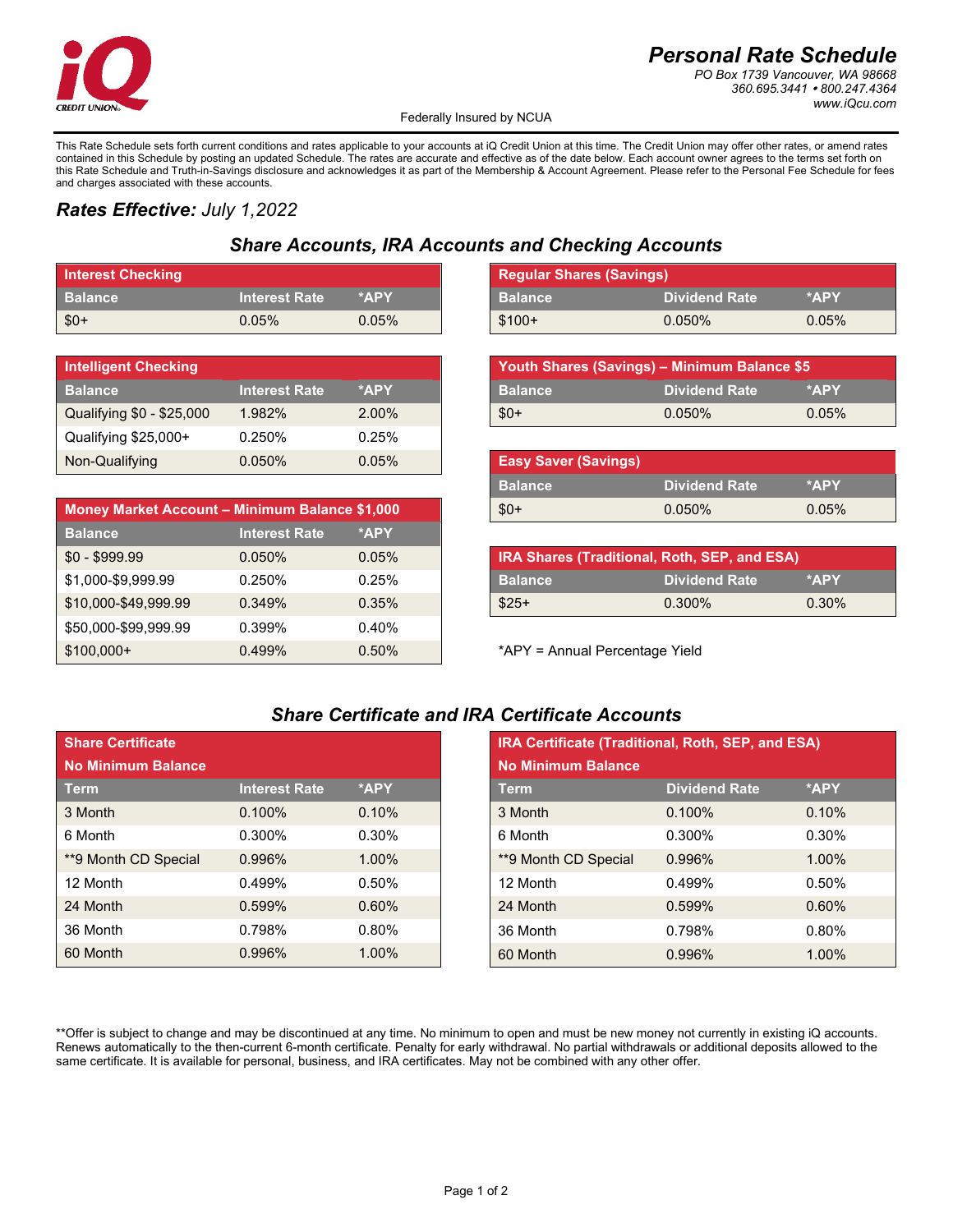# Personal Rate Schedule

PO Box 1739 Vancouver, WA 98668
360.695.3441 • 800.247.4364
www.iQcu.com

Federally Insured by NCUA

This Rate Schedule sets forth current conditions and rates applicable to your accounts at iQ Credit Union at this time. The Credit Union may offer other rates, or amend rates contained in this Schedule by posting an updated Schedule. The rates are accurate and effective as of the date below. Each account owner agrees to the terms set forth on this Rate Schedule and Truth-in-Savings disclosure and acknowledges it as part of the Membership & Account Agreement. Please refer to the Personal Fee Schedule for fees and charges associated with these accounts.

***Rates Effective:*** *July 1,2022*

## Share Accounts, IRA Accounts and Checking Accounts

| Interest Checking | | |
|---|---|---|
| **Balance** | **Interest Rate** | ***APY** |
| $0+ | 0.05% | 0.05% |

| Intelligent Checking | | |
|---|---|---|
| **Balance** | **Interest Rate** | ***APY** |
| Qualifying $0 - $25,000 | 1.982% | 2.00% |
| Qualifying $25,000+ | 0.250% | 0.25% |
| Non-Qualifying | 0.050% | 0.05% |

| Money Market Account – Minimum Balance $1,000 | | |
|---|---|---|
| **Balance** | **Interest Rate** | ***APY** |
| $0 - $999.99 | 0.050% | 0.05% |
| $1,000-$9,999.99 | 0.250% | 0.25% |
| $10,000-$49,999.99 | 0.349% | 0.35% |
| $50,000-$99,999.99 | 0.399% | 0.40% |
| $100,000+ | 0.499% | 0.50% |

| Regular Shares (Savings) | | |
|---|---|---|
| **Balance** | **Dividend Rate** | ***APY** |
| $100+ | 0.050% | 0.05% |

| Youth Shares (Savings) – Minimum Balance $5 | | |
|---|---|---|
| **Balance** | **Dividend Rate** | ***APY** |
| $0+ | 0.050% | 0.05% |

| Easy Saver (Savings) | | |
|---|---|---|
| **Balance** | **Dividend Rate** | ***APY** |
| $0+ | 0.050% | 0.05% |

| IRA Shares (Traditional, Roth, SEP, and ESA) | | |
|---|---|---|
| **Balance** | **Dividend Rate** | ***APY** |
| $25+ | 0.300% | 0.30% |

*APY = Annual Percentage Yield

## Share Certificate and IRA Certificate Accounts

| Share Certificate No Minimum Balance | | |
|---|---|---|
| **Term** | **Interest Rate** | ***APY** |
| 3 Month | 0.100% | 0.10% |
| 6 Month | 0.300% | 0.30% |
| **9 Month CD Special | 0.996% | 1.00% |
| 12 Month | 0.499% | 0.50% |
| 24 Month | 0.599% | 0.60% |
| 36 Month | 0.798% | 0.80% |
| 60 Month | 0.996% | 1.00% |

| IRA Certificate (Traditional, Roth, SEP, and ESA) No Minimum Balance | | |
|---|---|---|
| **Term** | **Dividend Rate** | ***APY** |
| 3 Month | 0.100% | 0.10% |
| 6 Month | 0.300% | 0.30% |
| **9 Month CD Special | 0.996% | 1.00% |
| 12 Month | 0.499% | 0.50% |
| 24 Month | 0.599% | 0.60% |
| 36 Month | 0.798% | 0.80% |
| 60 Month | 0.996% | 1.00% |

**Offer is subject to change and may be discontinued at any time. No minimum to open and must be new money not currently in existing iQ accounts. Renews automatically to the then-current 6-month certificate. Penalty for early withdrawal. No partial withdrawals or additional deposits allowed to the same certificate. It is available for personal, business, and IRA certificates. May not be combined with any other offer.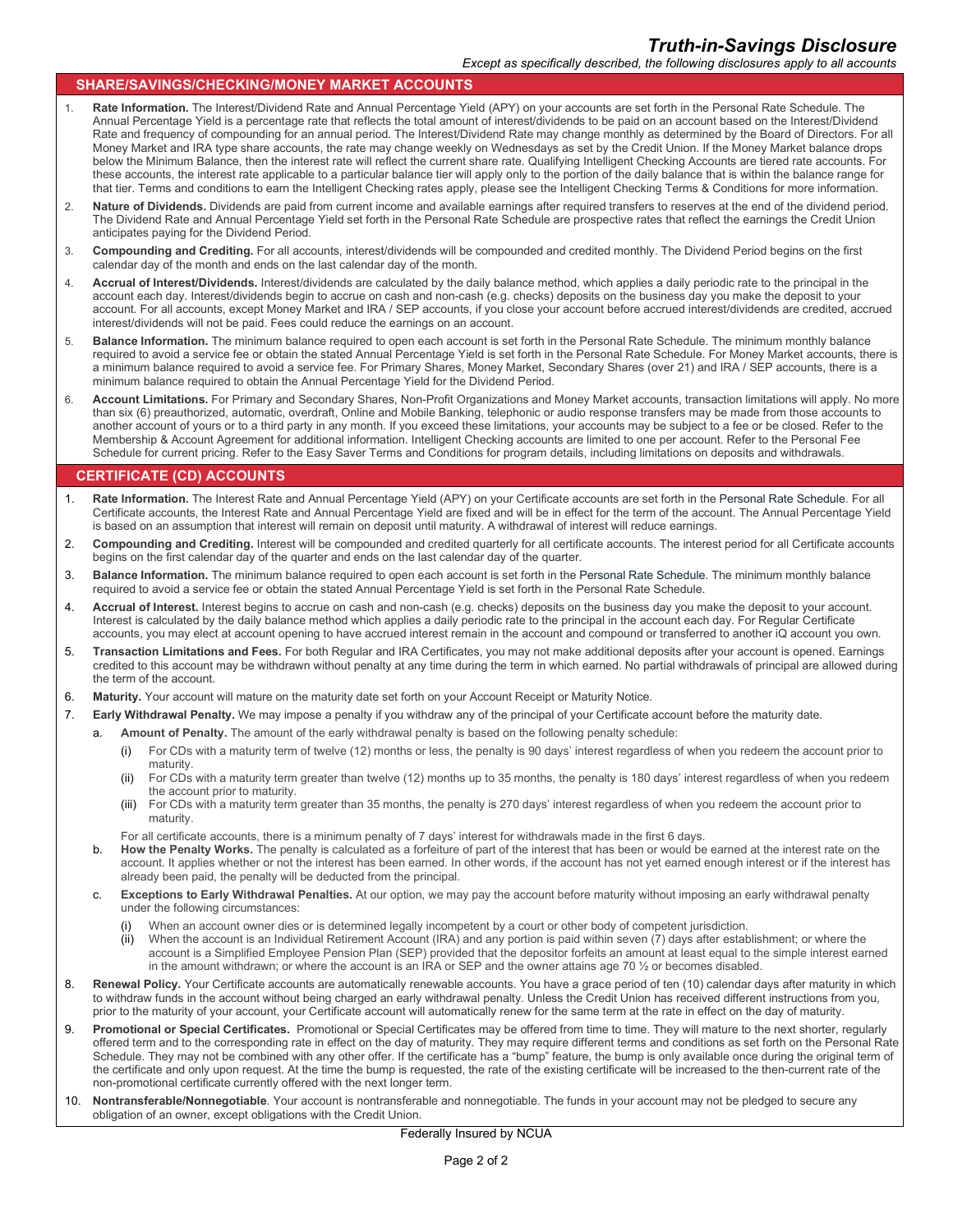# Truth-in-Savings Disclosure

*Except as specifically described, the following disclosures apply to all accounts*

## SHARE/SAVINGS/CHECKING/MONEY MARKET ACCOUNTS

1. **Rate Information.** The Interest/Dividend Rate and Annual Percentage Yield (APY) on your accounts are set forth in the Personal Rate Schedule. The Annual Percentage Yield is a percentage rate that reflects the total amount of interest/dividends to be paid on an account based on the Interest/Dividend Rate and frequency of compounding for an annual period. The Interest/Dividend Rate may change monthly as determined by the Board of Directors. For all Money Market and IRA type share accounts, the rate may change weekly on Wednesdays as set by the Credit Union. If the Money Market balance drops below the Minimum Balance, then the interest rate will reflect the current share rate. Qualifying Intelligent Checking Accounts are tiered rate accounts. For these accounts, the interest rate applicable to a particular balance tier will apply only to the portion of the daily balance that is within the balance range for that tier. Terms and conditions to earn the Intelligent Checking rates apply, please see the Intelligent Checking Terms & Conditions for more information.
2. **Nature of Dividends.** Dividends are paid from current income and available earnings after required transfers to reserves at the end of the dividend period. The Dividend Rate and Annual Percentage Yield set forth in the Personal Rate Schedule are prospective rates that reflect the earnings the Credit Union anticipates paying for the Dividend Period.
3. **Compounding and Crediting.** For all accounts, interest/dividends will be compounded and credited monthly. The Dividend Period begins on the first calendar day of the month and ends on the last calendar day of the month.
4. **Accrual of Interest/Dividends.** Interest/dividends are calculated by the daily balance method, which applies a daily periodic rate to the principal in the account each day. Interest/dividends begin to accrue on cash and non-cash (e.g. checks) deposits on the business day you make the deposit to your account. For all accounts, except Money Market and IRA / SEP accounts, if you close your account before accrued interest/dividends are credited, accrued interest/dividends will not be paid. Fees could reduce the earnings on an account.
5. **Balance Information.** The minimum balance required to open each account is set forth in the Personal Rate Schedule. The minimum monthly balance required to avoid a service fee or obtain the stated Annual Percentage Yield is set forth in the Personal Rate Schedule. For Money Market accounts, there is a minimum balance required to avoid a service fee. For Primary Shares, Money Market, Secondary Shares (over 21) and IRA / SEP accounts, there is a minimum balance required to obtain the Annual Percentage Yield for the Dividend Period.
6. **Account Limitations.** For Primary and Secondary Shares, Non-Profit Organizations and Money Market accounts, transaction limitations will apply. No more than six (6) preauthorized, automatic, overdraft, Online and Mobile Banking, telephonic or audio response transfers may be made from those accounts to another account of yours or to a third party in any month. If you exceed these limitations, your accounts may be subject to a fee or be closed. Refer to the Membership & Account Agreement for additional information. Intelligent Checking accounts are limited to one per account. Refer to the Personal Fee Schedule for current pricing. Refer to the Easy Saver Terms and Conditions for program details, including limitations on deposits and withdrawals.

## CERTIFICATE (CD) ACCOUNTS

1. **Rate Information.** The Interest Rate and Annual Percentage Yield (APY) on your Certificate accounts are set forth in the Personal Rate Schedule. For all Certificate accounts, the Interest Rate and Annual Percentage Yield are fixed and will be in effect for the term of the account. The Annual Percentage Yield is based on an assumption that interest will remain on deposit until maturity. A withdrawal of interest will reduce earnings.
2. **Compounding and Crediting.** Interest will be compounded and credited quarterly for all certificate accounts. The interest period for all Certificate accounts begins on the first calendar day of the quarter and ends on the last calendar day of the quarter.
3. **Balance Information.** The minimum balance required to open each account is set forth in the Personal Rate Schedule. The minimum monthly balance required to avoid a service fee or obtain the stated Annual Percentage Yield is set forth in the Personal Rate Schedule.
4. **Accrual of Interest.** Interest begins to accrue on cash and non-cash (e.g. checks) deposits on the business day you make the deposit to your account. Interest is calculated by the daily balance method which applies a daily periodic rate to the principal in the account each day. For Regular Certificate accounts, you may elect at account opening to have accrued interest remain in the account and compound or transferred to another iQ account you own.
5. **Transaction Limitations and Fees.** For both Regular and IRA Certificates, you may not make additional deposits after your account is opened. Earnings credited to this account may be withdrawn without penalty at any time during the term in which earned. No partial withdrawals of principal are allowed during the term of the account.
6. **Maturity.** Your account will mature on the maturity date set forth on your Account Receipt or Maturity Notice.
7. **Early Withdrawal Penalty.** We may impose a penalty if you withdraw any of the principal of your Certificate account before the maturity date.
   a. **Amount of Penalty.** The amount of the early withdrawal penalty is based on the following penalty schedule:
      (i) For CDs with a maturity term of twelve (12) months or less, the penalty is 90 days' interest regardless of when you redeem the account prior to maturity.
      (ii) For CDs with a maturity term greater than twelve (12) months up to 35 months, the penalty is 180 days' interest regardless of when you redeem the account prior to maturity.
      (iii) For CDs with a maturity term greater than 35 months, the penalty is 270 days' interest regardless of when you redeem the account prior to maturity.

      For all certificate accounts, there is a minimum penalty of 7 days' interest for withdrawals made in the first 6 days.
   b. **How the Penalty Works.** The penalty is calculated as a forfeiture of part of the interest that has been or would be earned at the interest rate on the account. It applies whether or not the interest has been earned. In other words, if the account has not yet earned enough interest or if the interest has already been paid, the penalty will be deducted from the principal.
   c. **Exceptions to Early Withdrawal Penalties.** At our option, we may pay the account before maturity without imposing an early withdrawal penalty under the following circumstances:
      (i) When an account owner dies or is determined legally incompetent by a court or other body of competent jurisdiction.
      (ii) When the account is an Individual Retirement Account (IRA) and any portion is paid within seven (7) days after establishment; or where the account is a Simplified Employee Pension Plan (SEP) provided that the depositor forfeits an amount at least equal to the simple interest earned in the amount withdrawn; or where the account is an IRA or SEP and the owner attains age 70 ½ or becomes disabled.
8. **Renewal Policy.** Your Certificate accounts are automatically renewable accounts. You have a grace period of ten (10) calendar days after maturity in which to withdraw funds in the account without being charged an early withdrawal penalty. Unless the Credit Union has received different instructions from you, prior to the maturity of your account, your Certificate account will automatically renew for the same term at the rate in effect on the day of maturity.
9. **Promotional or Special Certificates.** Promotional or Special Certificates may be offered from time to time. They will mature to the next shorter, regularly offered term and to the corresponding rate in effect on the day of maturity. They may require different terms and conditions as set forth on the Personal Rate Schedule. They may not be combined with any other offer. If the certificate has a "bump" feature, the bump is only available once during the original term of the certificate and only upon request. At the time the bump is requested, the rate of the existing certificate will be increased to the then-current rate of the non-promotional certificate currently offered with the next longer term.
10. **Nontransferable/Nonnegotiable**. Your account is nontransferable and nonnegotiable. The funds in your account may not be pledged to secure any obligation of an owner, except obligations with the Credit Union.

Federally Insured by NCUA